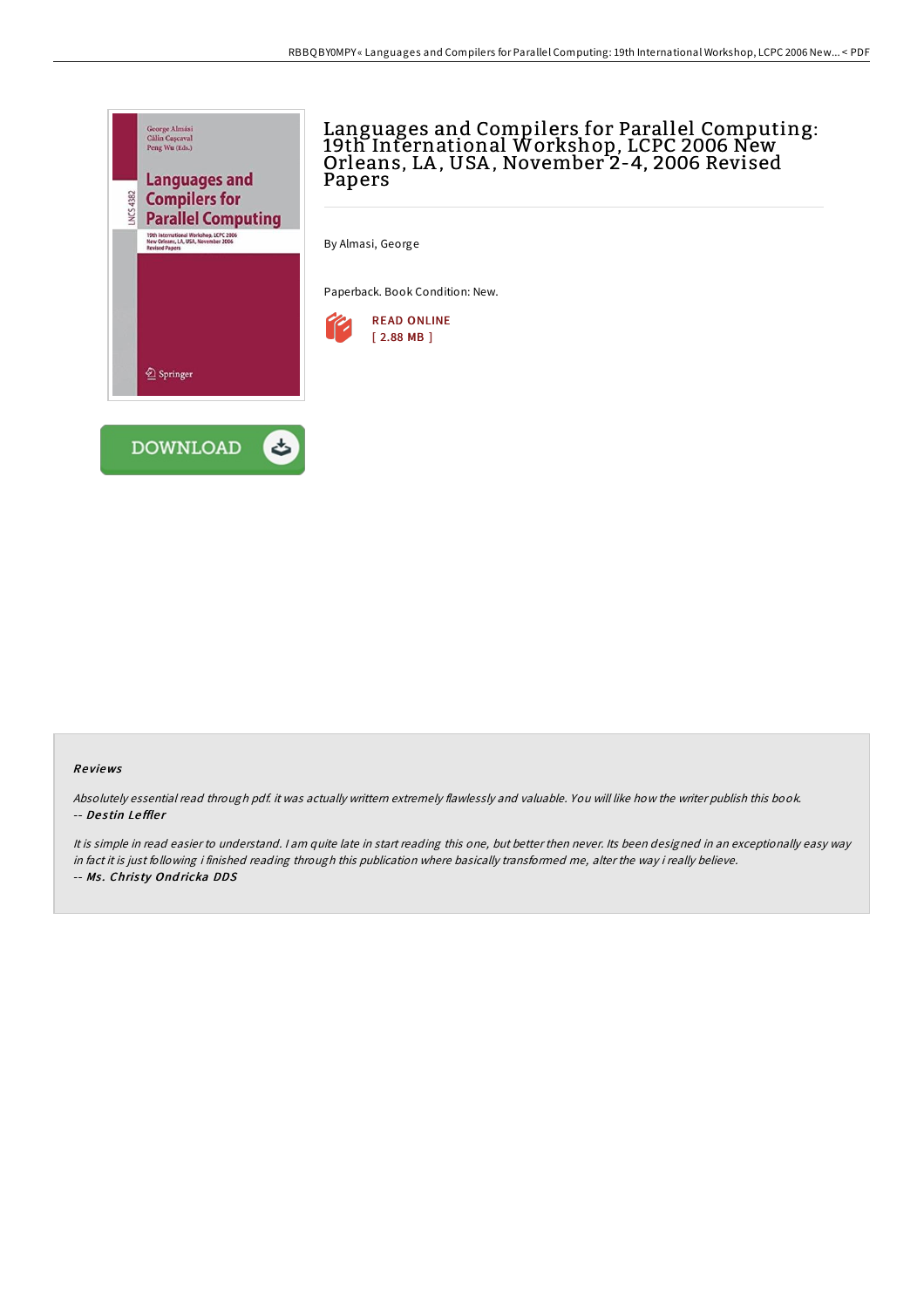# Languages and Compilers for Parallel Computing: 19th International Workshop, LCPC 2006 New Orleans, LA, USA, November 2-4, 2006 Revised Papers

By Almasi, George

Paperback. Book Condition: New.

READ ONLINE
[ 2.88 MB ]

DOWNLOAD

### Reviews

*Absolutely essential read through pdf. it was actually writtern extremely flawlessly and valuable. You will like how the writer publish this book.*
*-- Destin Leffler*

*It is simple in read easier to understand. I am quite late in start reading this one, but better then never. Its been designed in an exceptionally easy way in fact it is just following i finished reading through this publication where basically transformed me, alter the way i really believe.*
*-- Ms. Christy Ondricka DDS*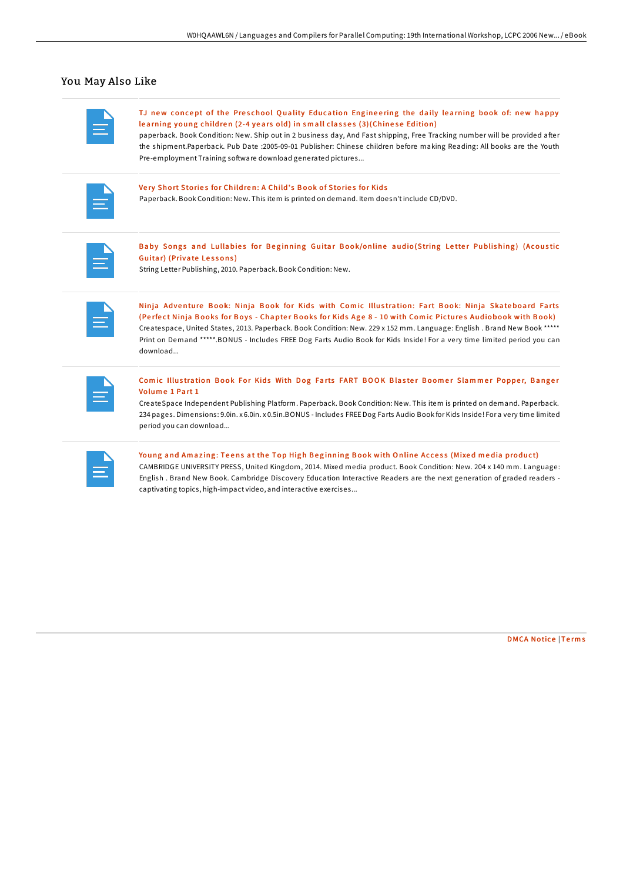## You May Also Like

**TJ new concept of the Preschool Quality Education Engineering the daily learning book of: new happy learning young children (2-4 years old) in small classes (3)(Chinese Edition)**

paperback. Book Condition: New. Ship out in 2 business day, And Fast shipping, Free Tracking number will be provided after the shipment.Paperback. Pub Date :2005-09-01 Publisher: Chinese children before making Reading: All books are the Youth Pre-employment Training software download generated pictures...

**Very Short Stories for Children: A Child's Book of Stories for Kids**

Paperback. Book Condition: New. This item is printed on demand. Item doesn't include CD/DVD.

**Baby Songs and Lullabies for Beginning Guitar Book/online audio(String Letter Publishing) (Acoustic Guitar) (Private Lessons)**

String Letter Publishing, 2010. Paperback. Book Condition: New.

**Ninja Adventure Book: Ninja Book for Kids with Comic Illustration: Fart Book: Ninja Skateboard Farts (Perfect Ninja Books for Boys - Chapter Books for Kids Age 8 - 10 with Comic Pictures Audiobook with Book)**

Createspace, United States, 2013. Paperback. Book Condition: New. 229 x 152 mm. Language: English . Brand New Book ***** Print on Demand *****.BONUS - Includes FREE Dog Farts Audio Book for Kids Inside! For a very time limited period you can download...

**Comic Illustration Book For Kids With Dog Farts FART BOOK Blaster Boomer Slammer Popper, Banger Volume 1 Part 1**

CreateSpace Independent Publishing Platform. Paperback. Book Condition: New. This item is printed on demand. Paperback. 234 pages. Dimensions: 9.0in. x 6.0in. x 0.5in.BONUS - Includes FREE Dog Farts Audio Book for Kids Inside! For a very time limited period you can download...

**Young and Amazing: Teens at the Top High Beginning Book with Online Access (Mixed media product)**

CAMBRIDGE UNIVERSITY PRESS, United Kingdom, 2014. Mixed media product. Book Condition: New. 204 x 140 mm. Language: English . Brand New Book. Cambridge Discovery Education Interactive Readers are the next generation of graded readers - captivating topics, high-impact video, and interactive exercises...